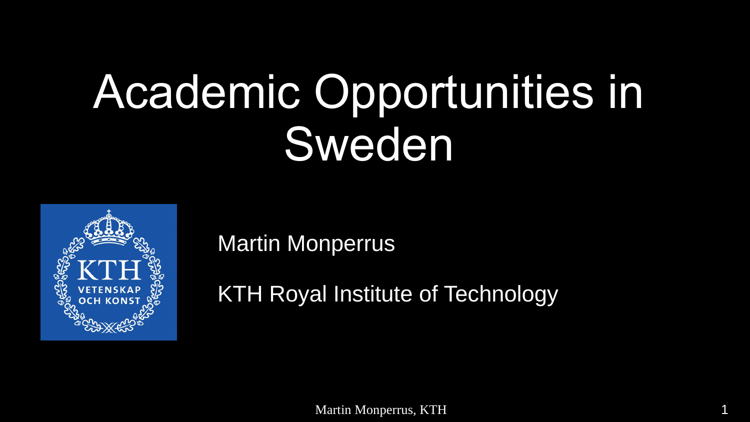# Academic Opportunities in Sweden

Martin Monperrus

KTH Royal Institute of Technology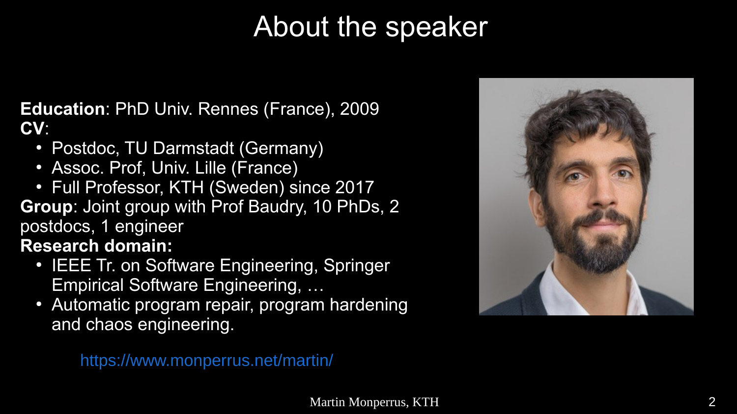# About the speaker

**Education**: PhD Univ. Rennes (France), 2009

**CV**:

- Postdoc, TU Darmstadt (Germany)
- Assoc. Prof, Univ. Lille (France)
- Full Professor, KTH (Sweden) since 2017

**Group**: Joint group with Prof Baudry, 10 PhDs, 2 postdocs, 1 engineer

**Research domain:**

- IEEE Tr. on Software Engineering, Springer Empirical Software Engineering, …
- Automatic program repair, program hardening and chaos engineering.

https://www.monperrus.net/martin/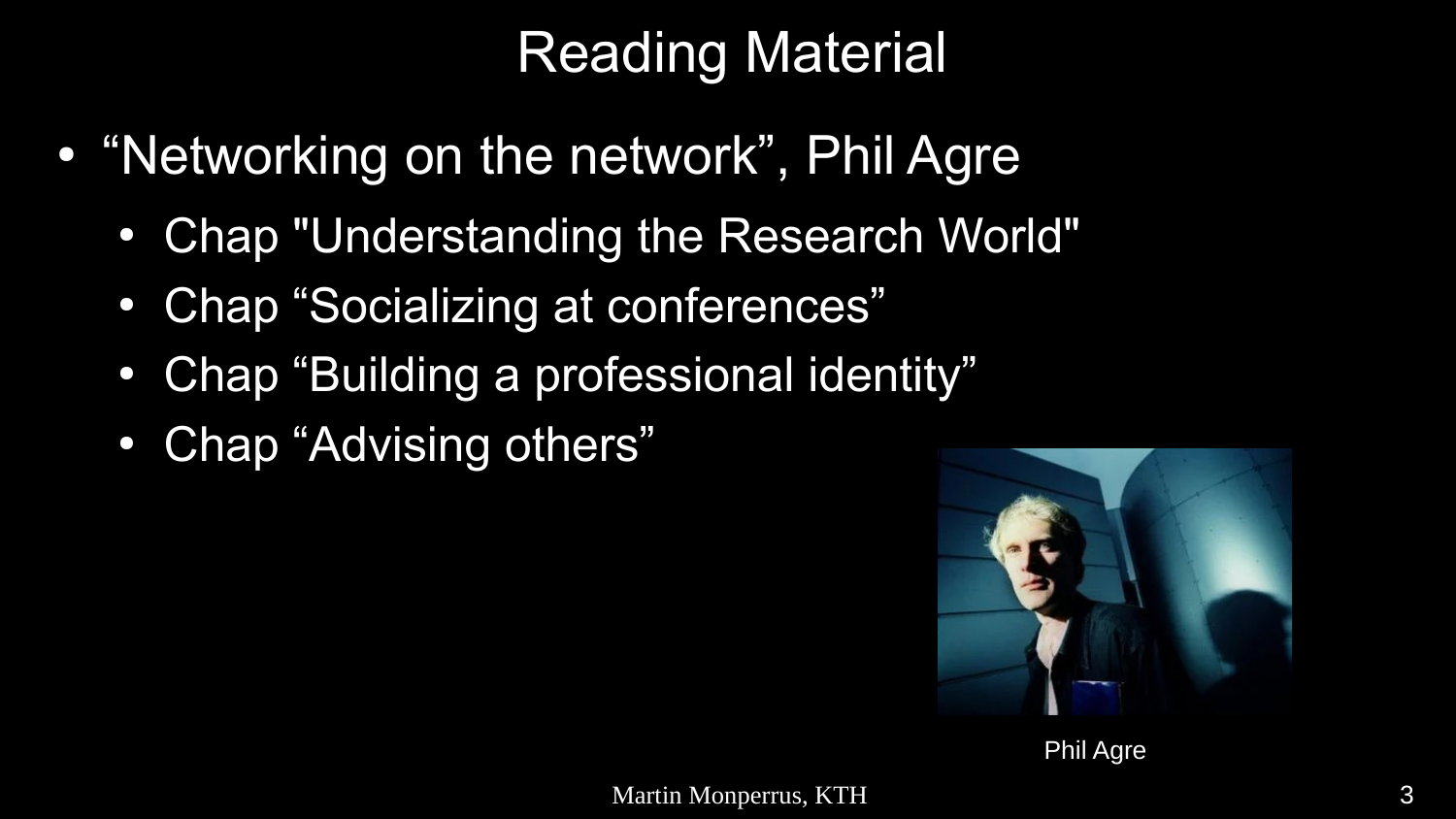# Reading Material

- "Networking on the network", Phil Agre
  - Chap "Understanding the Research World"
  - Chap "Socializing at conferences"
  - Chap "Building a professional identity"
  - Chap "Advising others"

Phil Agre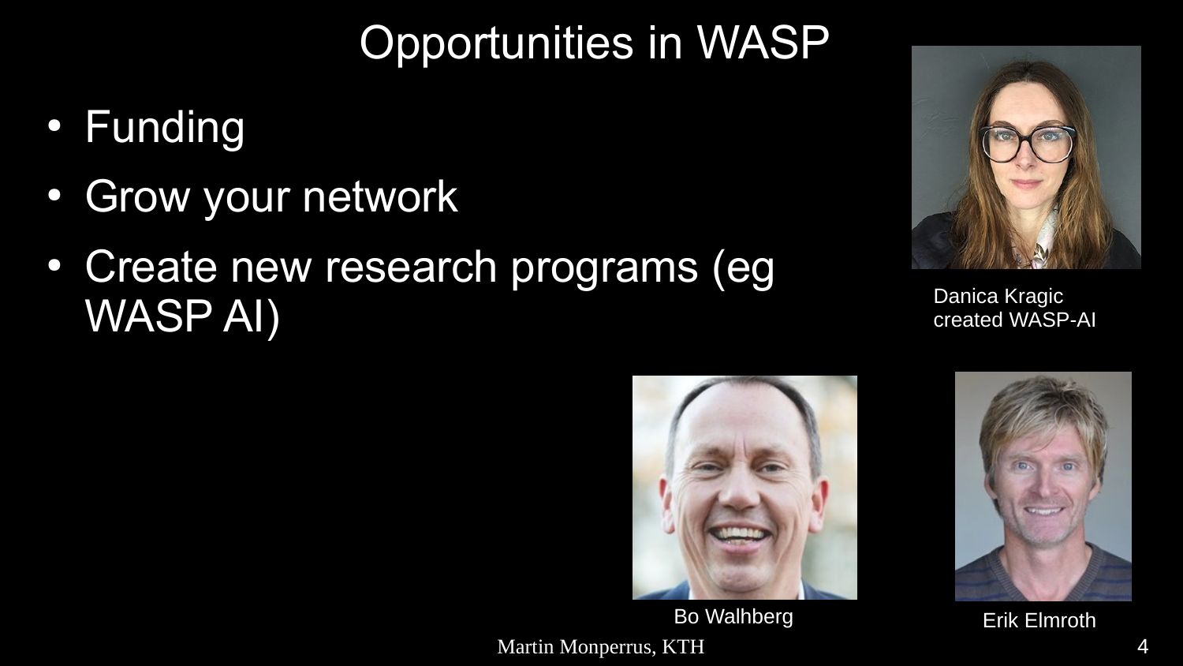# Opportunities in WASP

- Funding
- Grow your network
- Create new research programs (eg WASP AI)

Danica Kragic created WASP-AI

Bo Walhberg

Erik Elmroth

Martin Monperrus, KTH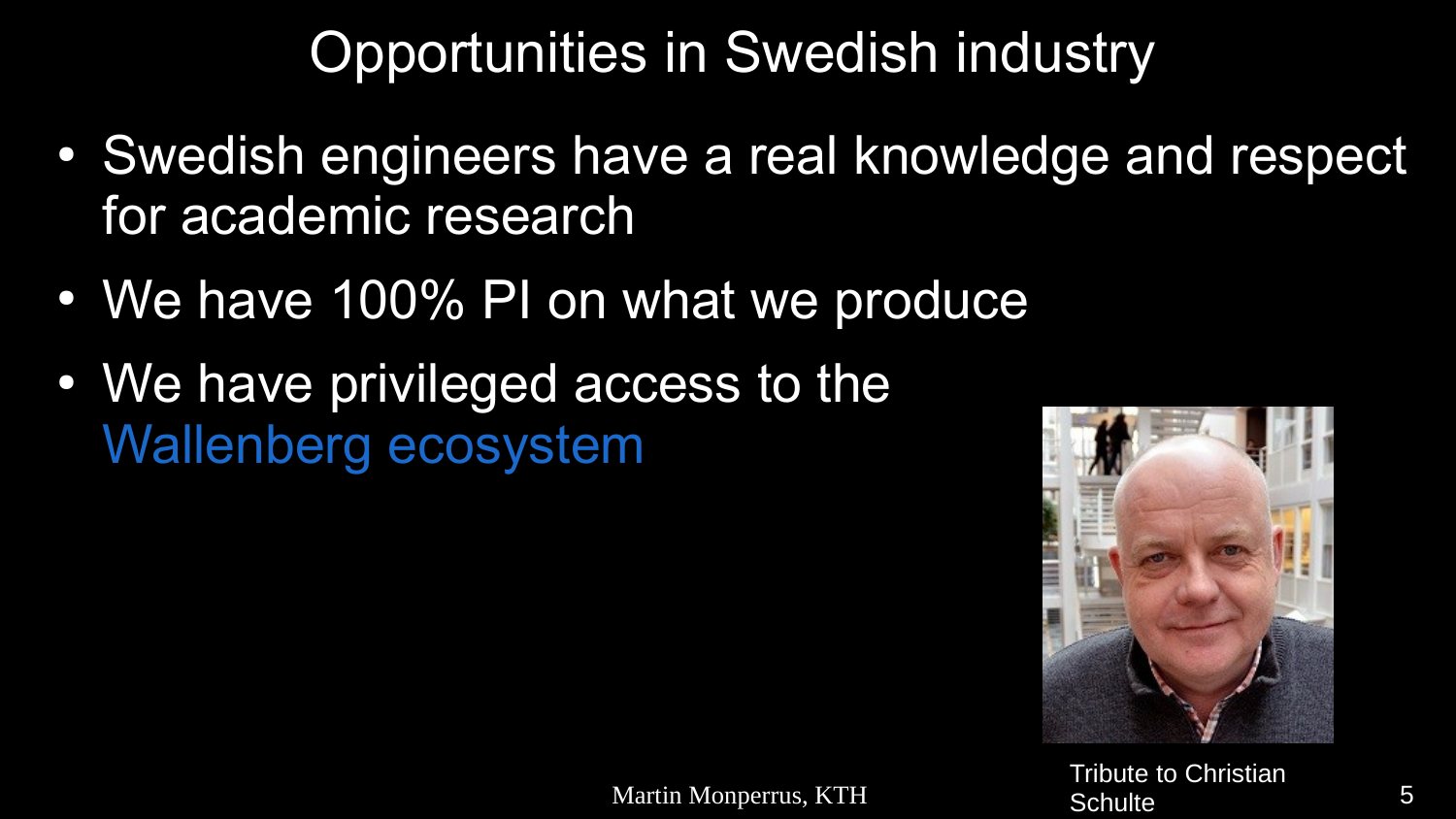# Opportunities in Swedish industry

- Swedish engineers have a real knowledge and respect for academic research
- We have 100% PI on what we produce
- We have privileged access to the Wallenberg ecosystem

Tribute to Christian Schulte

Martin Monperrus, KTH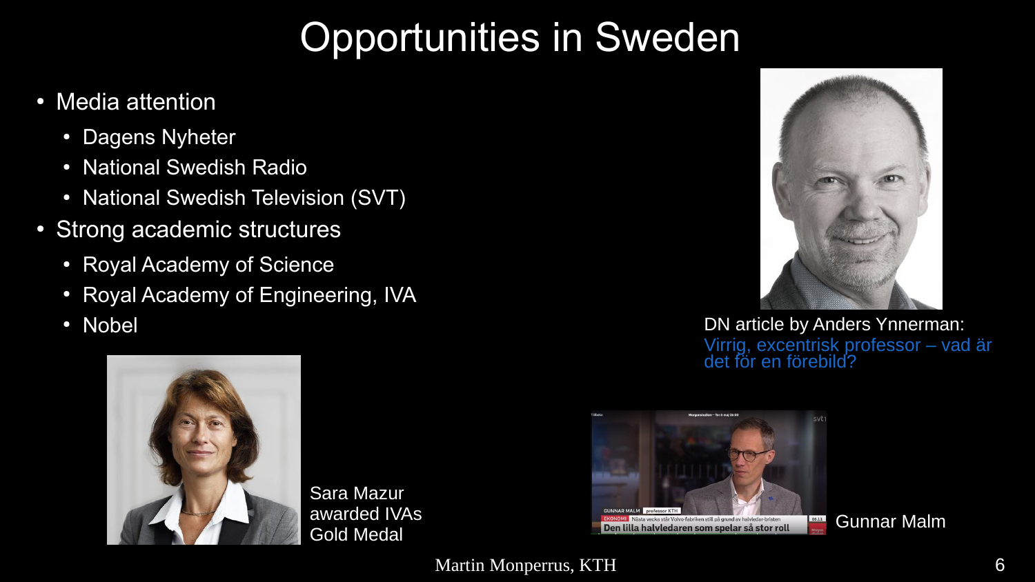# Opportunities in Sweden

- Media attention
  - Dagens Nyheter
  - National Swedish Radio
  - National Swedish Television (SVT)
- Strong academic structures
  - Royal Academy of Science
  - Royal Academy of Engineering, IVA
  - Nobel

DN article by Anders Ynnerman:
Virrig, excentrisk professor – vad är det för en förebild?

Sara Mazur awarded IVAs Gold Medal

Gunnar Malm

Martin Monperrus, KTH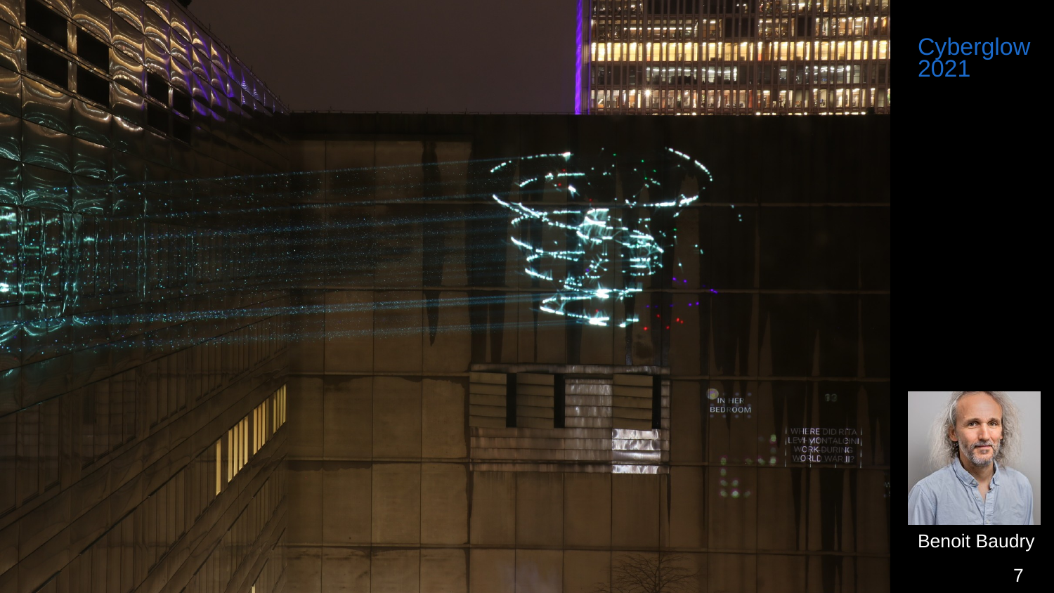Cyberglow
2021

Benoit Baudry